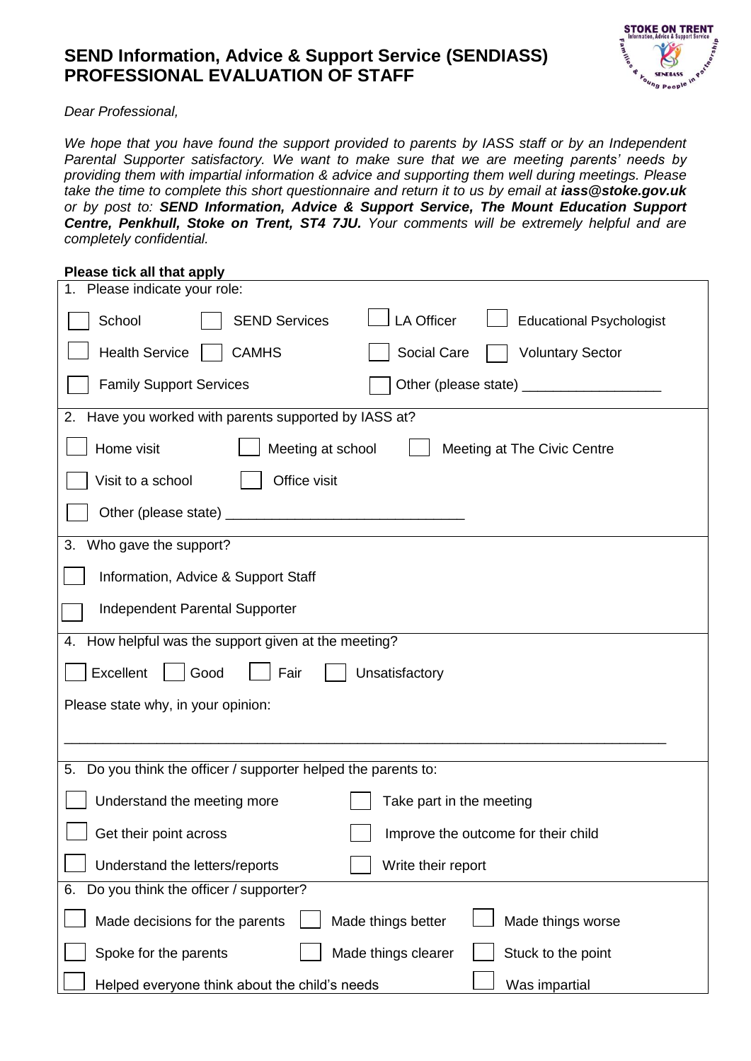# SEND Information, Advice & Support Service (SENDIASS) PROFESSIONAL EVALUATION OF STAFF

*Dear Professional,*

*We hope that you have found the support provided to parents by IASS staff or by an Independent Parental Supporter satisfactory. We want to make sure that we are meeting parents' needs by providing them with impartial information & advice and supporting them well during meetings. Please take the time to complete this short questionnaire and return it to us by email at* ***iass@stoke.gov.uk*** *or by post to:* ***SEND Information, Advice & Support Service, The Mount Education Support Centre, Penkhull, Stoke on Trent, ST4 7JU.*** *Your comments will be extremely helpful and are completely confidential.*

**Please tick all that apply**

1. Please indicate your role:

☐ School ☐ SEND Services ☐ LA Officer ☐ Educational Psychologist

☐ Health Service ☐ CAMHS ☐ Social Care ☐ Voluntary Sector

☐ Family Support Services ☐ Other (please state) __________________

2. Have you worked with parents supported by IASS at?

☐ Home visit ☐ Meeting at school ☐ Meeting at The Civic Centre

☐ Visit to a school ☐ Office visit

☐ Other (please state) _______________________________

3. Who gave the support?

☐ Information, Advice & Support Staff

☐ Independent Parental Supporter

4. How helpful was the support given at the meeting?

☐ Excellent ☐ Good ☐ Fair ☐ Unsatisfactory

Please state why, in your opinion:

_______________________________________________________________________________

5. Do you think the officer / supporter helped the parents to:

☐ Understand the meeting more ☐ Take part in the meeting

☐ Get their point across ☐ Improve the outcome for their child

☐ Understand the letters/reports ☐ Write their report

6. Do you think the officer / supporter?

☐ Made decisions for the parents ☐ Made things better ☐ Made things worse

☐ Spoke for the parents ☐ Made things clearer ☐ Stuck to the point

☐ Helped everyone think about the child's needs ☐ Was impartial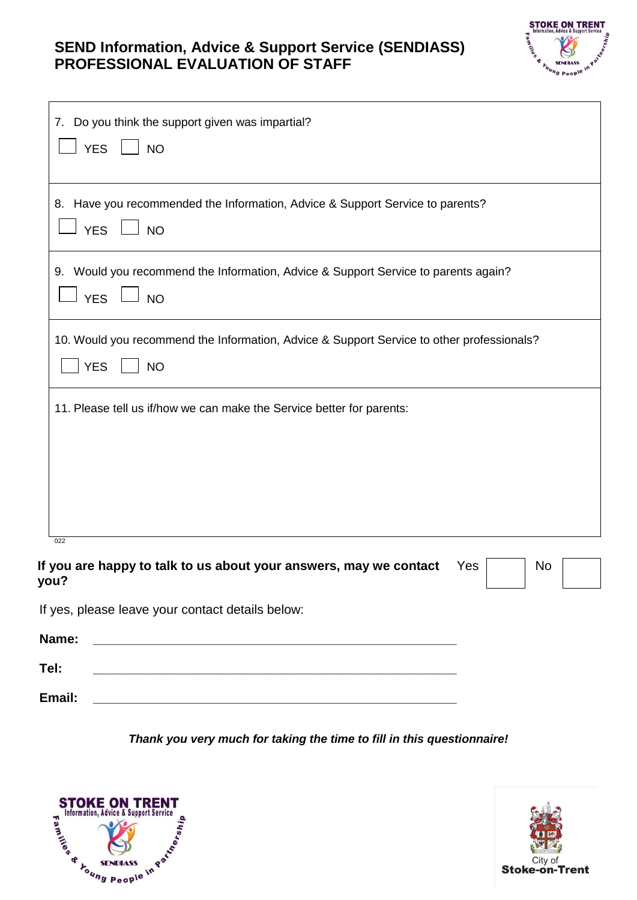# SEND Information, Advice & Support Service (SENDIASS)
# PROFESSIONAL EVALUATION OF STAFF

7. Do you think the support given was impartial?

☐ YES ☐ NO

8. Have you recommended the Information, Advice & Support Service to parents?

☐ YES ☐ NO

9. Would you recommend the Information, Advice & Support Service to parents again?

☐ YES ☐ NO

10. Would you recommend the Information, Advice & Support Service to other professionals?

☐ YES ☐ NO

11. Please tell us if/how we can make the Service better for parents:

022

**If you are happy to talk to us about your answers, may we contact you?** Yes ☐ No ☐

If yes, please leave your contact details below:

**Name:** ______________________________________________

**Tel:** ______________________________________________

**Email:** ______________________________________________

***Thank you very much for taking the time to fill in this questionnaire!***

STOKE ON TRENT Information, Advice & Support Service — Families & Young People in Partnership — SENDIASS

City of Stoke-on-Trent